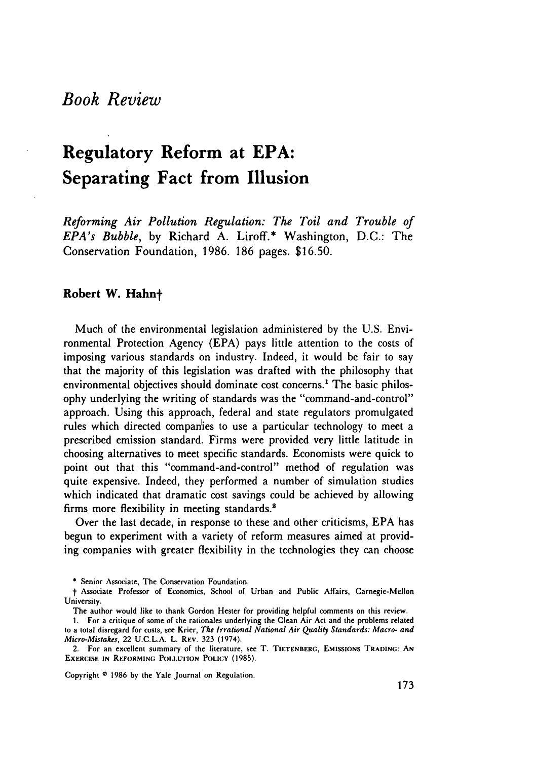*Book Review*

# Regulatory Reform at EPA: Separating Fact from Illusion

*Reforming Air Pollution Regulation: The Toil and Trouble of EPA's Bubble*, by Richard A. Liroff.* Washington, D.C.: The Conservation Foundation, 1986. 186 pages. $16.50.

**Robert W. Hahn†**

Much of the environmental legislation administered by the U.S. Environmental Protection Agency (EPA) pays little attention to the costs of imposing various standards on industry. Indeed, it would be fair to say that the majority of this legislation was drafted with the philosophy that environmental objectives should dominate cost concerns.[1] The basic philosophy underlying the writing of standards was the "command-and-control" approach. Using this approach, federal and state regulators promulgated rules which directed companies to use a particular technology to meet a prescribed emission standard. Firms were provided very little latitude in choosing alternatives to meet specific standards. Economists were quick to point out that this "command-and-control" method of regulation was quite expensive. Indeed, they performed a number of simulation studies which indicated that dramatic cost savings could be achieved by allowing firms more flexibility in meeting standards.[2]

Over the last decade, in response to these and other criticisms, EPA has begun to experiment with a variety of reform measures aimed at providing companies with greater flexibility in the technologies they can choose

\* Senior Associate, The Conservation Foundation.

† Associate Professor of Economics, School of Urban and Public Affairs, Carnegie-Mellon University.

The author would like to thank Gordon Hester for providing helpful comments on this review.

1. For a critique of some of the rationales underlying the Clean Air Act and the problems related to a total disregard for costs, see Krier, *The Irrational National Air Quality Standards: Macro- and Micro-Mistakes*, 22 U.C.L.A. L. Rev. 323 (1974).

2. For an excellent summary of the literature, see T. Tietenberg, Emissions Trading: An Exercise in Reforming Pollution Policy (1985).

Copyright © 1986 by the Yale Journal on Regulation.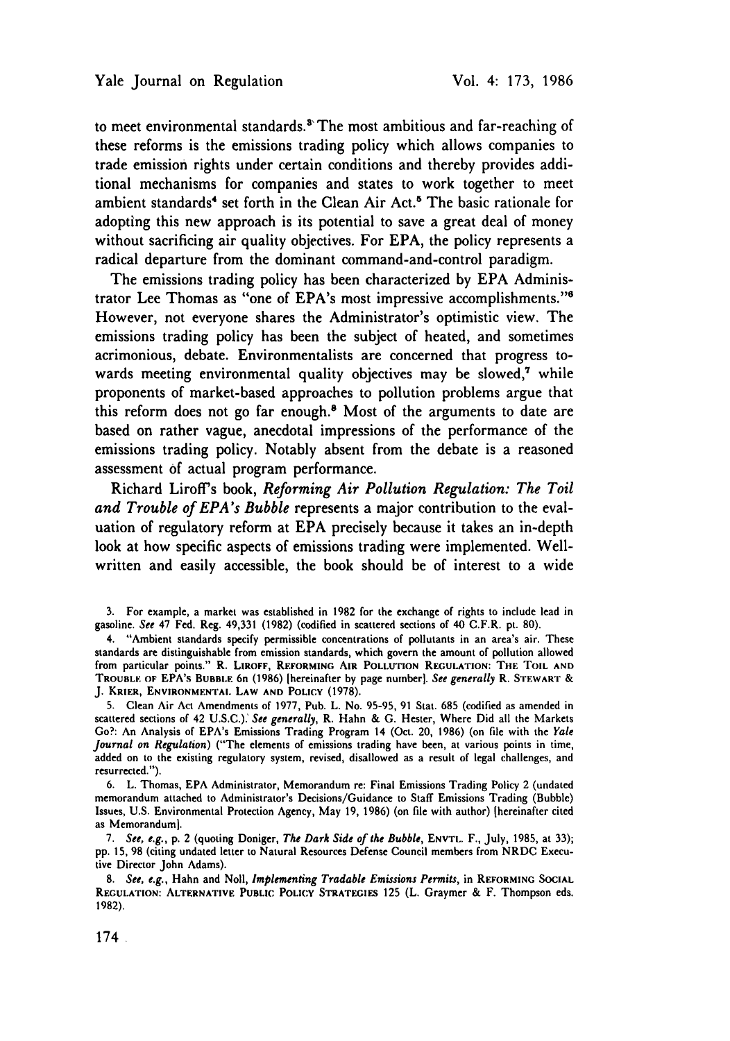to meet environmental standards.[3] The most ambitious and far-reaching of these reforms is the emissions trading policy which allows companies to trade emission rights under certain conditions and thereby provides additional mechanisms for companies and states to work together to meet ambient standards[4] set forth in the Clean Air Act.[5] The basic rationale for adopting this new approach is its potential to save a great deal of money without sacrificing air quality objectives. For EPA, the policy represents a radical departure from the dominant command-and-control paradigm.

The emissions trading policy has been characterized by EPA Administrator Lee Thomas as "one of EPA's most impressive accomplishments."[6] However, not everyone shares the Administrator's optimistic view. The emissions trading policy has been the subject of heated, and sometimes acrimonious, debate. Environmentalists are concerned that progress towards meeting environmental quality objectives may be slowed,[7] while proponents of market-based approaches to pollution problems argue that this reform does not go far enough.[8] Most of the arguments to date are based on rather vague, anecdotal impressions of the performance of the emissions trading policy. Notably absent from the debate is a reasoned assessment of actual program performance.

Richard Liroff's book, *Reforming Air Pollution Regulation: The Toil and Trouble of EPA's Bubble* represents a major contribution to the evaluation of regulatory reform at EPA precisely because it takes an in-depth look at how specific aspects of emissions trading were implemented. Well-written and easily accessible, the book should be of interest to a wide

3. For example, a market was established in 1982 for the exchange of rights to include lead in gasoline. *See* 47 Fed. Reg. 49,331 (1982) (codified in scattered sections of 40 C.F.R. pt. 80).

4. "Ambient standards specify permissible concentrations of pollutants in an area's air. These standards are distinguishable from emission standards, which govern the amount of pollution allowed from particular points." R. LIROFF, REFORMING AIR POLLUTION REGULATION: THE TOIL AND TROUBLE OF EPA'S BUBBLE 6n (1986) [hereinafter by page number]. *See generally* R. STEWART & J. KRIER, ENVIRONMENTAL LAW AND POLICY (1978).

5. Clean Air Act Amendments of 1977, Pub. L. No. 95-95, 91 Stat. 685 (codified as amended in scattered sections of 42 U.S.C.). *See generally*, R. Hahn & G. Hester, Where Did all the Markets Go?: An Analysis of EPA's Emissions Trading Program 14 (Oct. 20, 1986) (on file with the *Yale Journal on Regulation*) ("The elements of emissions trading have been, at various points in time, added on to the existing regulatory system, revised, disallowed as a result of legal challenges, and resurrected.").

6. L. Thomas, EPA Administrator, Memorandum re: Final Emissions Trading Policy 2 (undated memorandum attached to Administrator's Decisions/Guidance to Staff Emissions Trading (Bubble) Issues, U.S. Environmental Protection Agency, May 19, 1986) (on file with author) [hereinafter cited as Memorandum].

7. *See, e.g.*, p. 2 (quoting Doniger, *The Dark Side of the Bubble*, ENVTL. F., July, 1985, at 33); pp. 15, 98 (citing undated letter to Natural Resources Defense Council members from NRDC Executive Director John Adams).

8. *See, e.g.*, Hahn and Noll, *Implementing Tradable Emissions Permits*, in REFORMING SOCIAL REGULATION: ALTERNATIVE PUBLIC POLICY STRATEGIES 125 (L. Graymer & F. Thompson eds. 1982).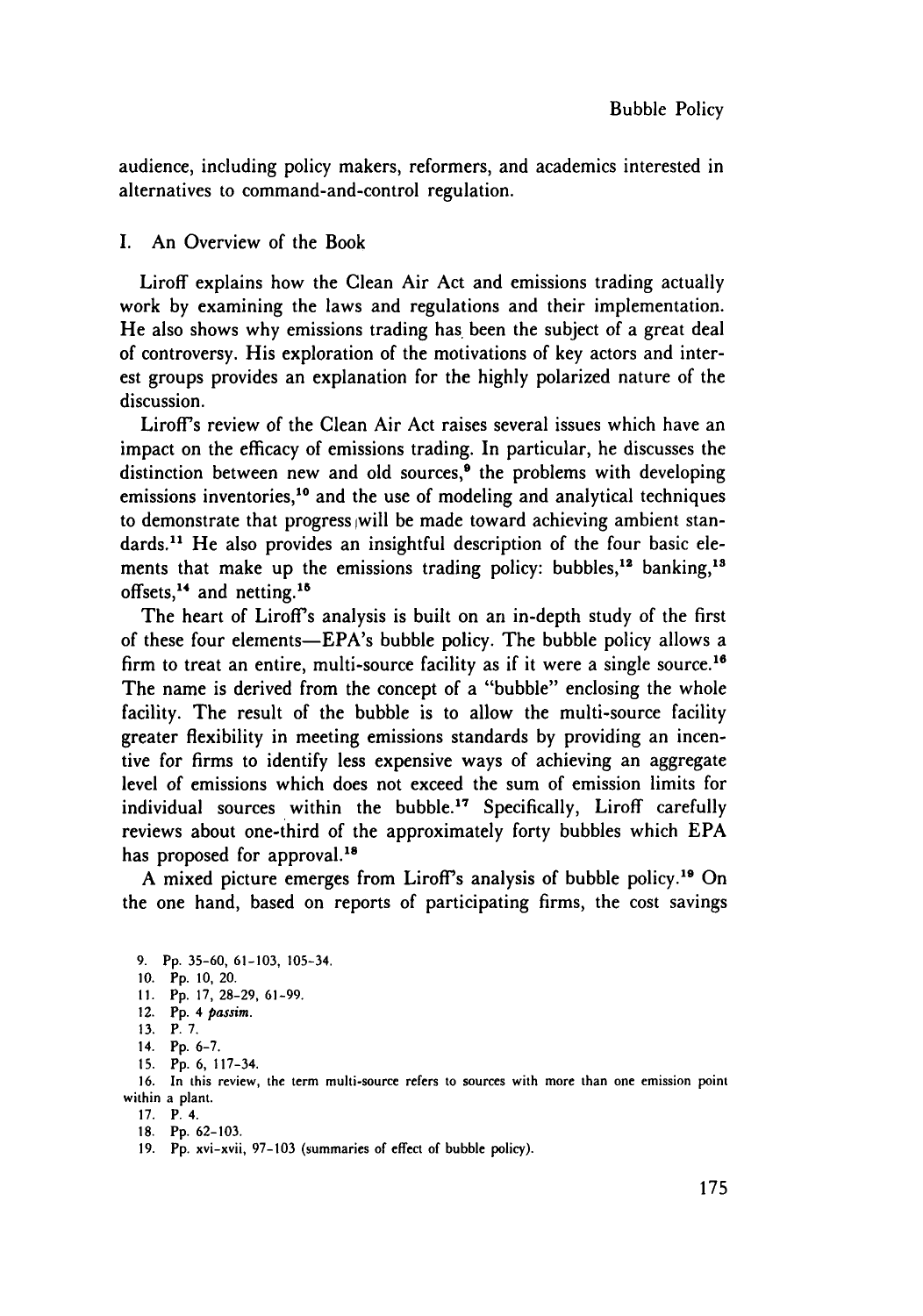audience, including policy makers, reformers, and academics interested in alternatives to command-and-control regulation.

## I. An Overview of the Book

Liroff explains how the Clean Air Act and emissions trading actually work by examining the laws and regulations and their implementation. He also shows why emissions trading has been the subject of a great deal of controversy. His exploration of the motivations of key actors and interest groups provides an explanation for the highly polarized nature of the discussion.

Liroff's review of the Clean Air Act raises several issues which have an impact on the efficacy of emissions trading. In particular, he discusses the distinction between new and old sources,[9] the problems with developing emissions inventories,[10] and the use of modeling and analytical techniques to demonstrate that progress will be made toward achieving ambient standards.[11] He also provides an insightful description of the four basic elements that make up the emissions trading policy: bubbles,[12] banking,[13] offsets,[14] and netting.[15]

The heart of Liroff's analysis is built on an in-depth study of the first of these four elements—EPA's bubble policy. The bubble policy allows a firm to treat an entire, multi-source facility as if it were a single source.[16] The name is derived from the concept of a "bubble" enclosing the whole facility. The result of the bubble is to allow the multi-source facility greater flexibility in meeting emissions standards by providing an incentive for firms to identify less expensive ways of achieving an aggregate level of emissions which does not exceed the sum of emission limits for individual sources within the bubble.[17] Specifically, Liroff carefully reviews about one-third of the approximately forty bubbles which EPA has proposed for approval.[18]

A mixed picture emerges from Liroff's analysis of bubble policy.[19] On the one hand, based on reports of participating firms, the cost savings

9. Pp. 35-60, 61-103, 105-34.
10. Pp. 10, 20.
11. Pp. 17, 28-29, 61-99.
12. Pp. 4 *passim*.
13. P. 7.
14. Pp. 6-7.
15. Pp. 6, 117-34.
16. In this review, the term multi-source refers to sources with more than one emission point within a plant.
17. P. 4.
18. Pp. 62-103.
19. Pp. xvi-xvii, 97-103 (summaries of effect of bubble policy).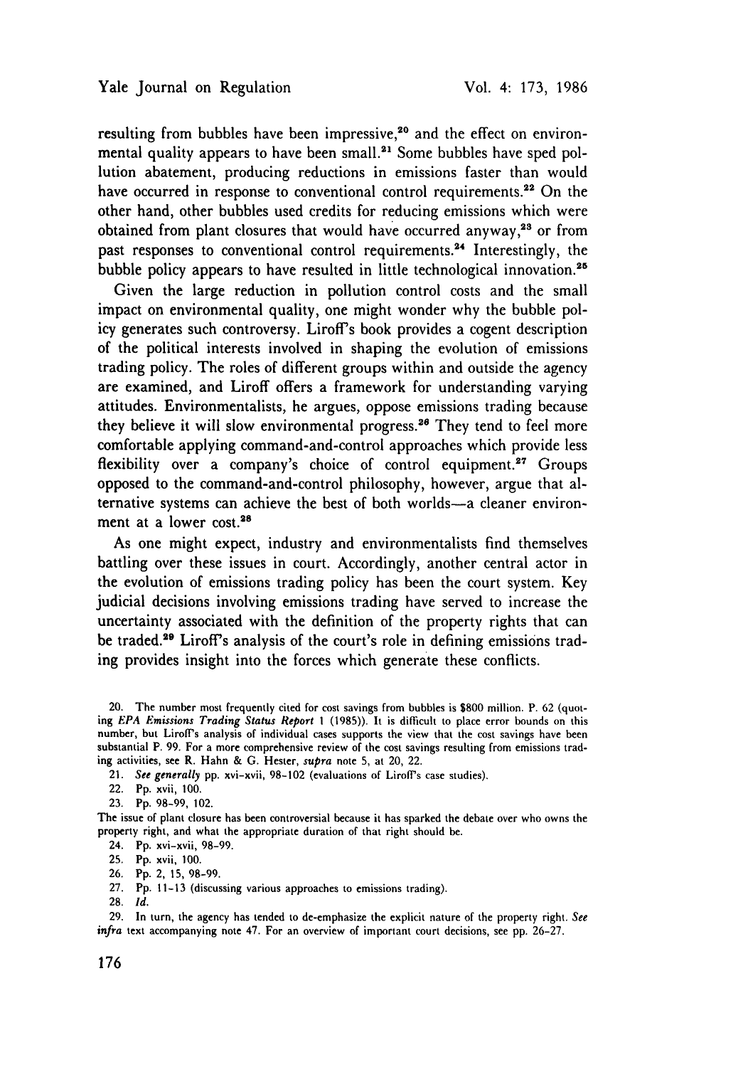resulting from bubbles have been impressive,[20] and the effect on environmental quality appears to have been small.[21] Some bubbles have sped pollution abatement, producing reductions in emissions faster than would have occurred in response to conventional control requirements.[22] On the other hand, other bubbles used credits for reducing emissions which were obtained from plant closures that would have occurred anyway,[23] or from past responses to conventional control requirements.[24] Interestingly, the bubble policy appears to have resulted in little technological innovation.[25]

Given the large reduction in pollution control costs and the small impact on environmental quality, one might wonder why the bubble policy generates such controversy. Liroff's book provides a cogent description of the political interests involved in shaping the evolution of emissions trading policy. The roles of different groups within and outside the agency are examined, and Liroff offers a framework for understanding varying attitudes. Environmentalists, he argues, oppose emissions trading because they believe it will slow environmental progress.[26] They tend to feel more comfortable applying command-and-control approaches which provide less flexibility over a company's choice of control equipment.[27] Groups opposed to the command-and-control philosophy, however, argue that alternative systems can achieve the best of both worlds—a cleaner environment at a lower cost.[28]

As one might expect, industry and environmentalists find themselves battling over these issues in court. Accordingly, another central actor in the evolution of emissions trading policy has been the court system. Key judicial decisions involving emissions trading have served to increase the uncertainty associated with the definition of the property rights that can be traded.[29] Liroff's analysis of the court's role in defining emissions trading provides insight into the forces which generate these conflicts.

20. The number most frequently cited for cost savings from bubbles is $800 million. P. 62 (quoting *EPA Emissions Trading Status Report* 1 (1985)). It is difficult to place error bounds on this number, but Liroff's analysis of individual cases supports the view that the cost savings have been substantial P. 99. For a more comprehensive review of the cost savings resulting from emissions trading activities, see R. Hahn & G. Hester, *supra* note 5, at 20, 22.

21. *See generally* pp. xvi–xvii, 98–102 (evaluations of Liroff's case studies).

22. Pp. xvii, 100.

23. Pp. 98–99, 102.

The issue of plant closure has been controversial because it has sparked the debate over who owns the property right, and what the appropriate duration of that right should be.

24. Pp. xvi–xvii, 98–99.

25. Pp. xvii, 100.

26. Pp. 2, 15, 98–99.

27. Pp. 11–13 (discussing various approaches to emissions trading).

28. *Id.*

29. In turn, the agency has tended to de-emphasize the explicit nature of the property right. *See infra* text accompanying note 47. For an overview of important court decisions, see pp. 26–27.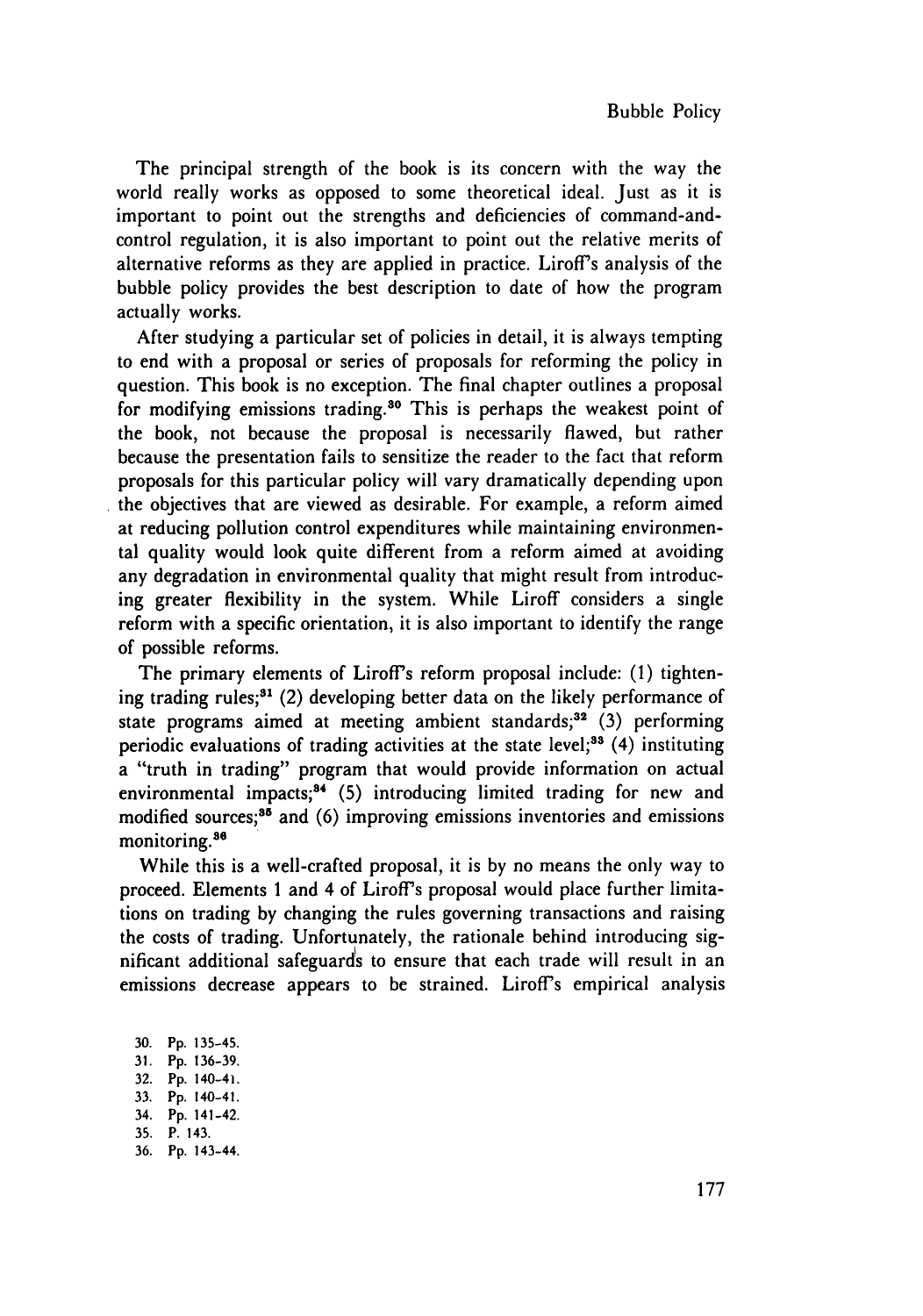The principal strength of the book is its concern with the way the world really works as opposed to some theoretical ideal. Just as it is important to point out the strengths and deficiencies of command-and-control regulation, it is also important to point out the relative merits of alternative reforms as they are applied in practice. Liroff's analysis of the bubble policy provides the best description to date of how the program actually works.

After studying a particular set of policies in detail, it is always tempting to end with a proposal or series of proposals for reforming the policy in question. This book is no exception. The final chapter outlines a proposal for modifying emissions trading.[30] This is perhaps the weakest point of the book, not because the proposal is necessarily flawed, but rather because the presentation fails to sensitize the reader to the fact that reform proposals for this particular policy will vary dramatically depending upon the objectives that are viewed as desirable. For example, a reform aimed at reducing pollution control expenditures while maintaining environmental quality would look quite different from a reform aimed at avoiding any degradation in environmental quality that might result from introducing greater flexibility in the system. While Liroff considers a single reform with a specific orientation, it is also important to identify the range of possible reforms.

The primary elements of Liroff's reform proposal include: (1) tightening trading rules;[31] (2) developing better data on the likely performance of state programs aimed at meeting ambient standards;[32] (3) performing periodic evaluations of trading activities at the state level;[33] (4) instituting a "truth in trading" program that would provide information on actual environmental impacts;[34] (5) introducing limited trading for new and modified sources;[35] and (6) improving emissions inventories and emissions monitoring.[36]

While this is a well-crafted proposal, it is by no means the only way to proceed. Elements 1 and 4 of Liroff's proposal would place further limitations on trading by changing the rules governing transactions and raising the costs of trading. Unfortunately, the rationale behind introducing significant additional safeguards to ensure that each trade will result in an emissions decrease appears to be strained. Liroff's empirical analysis

30. Pp. 135–45.
31. Pp. 136–39.
32. Pp. 140–41.
33. Pp. 140–41.
34. Pp. 141–42.
35. P. 143.
36. Pp. 143–44.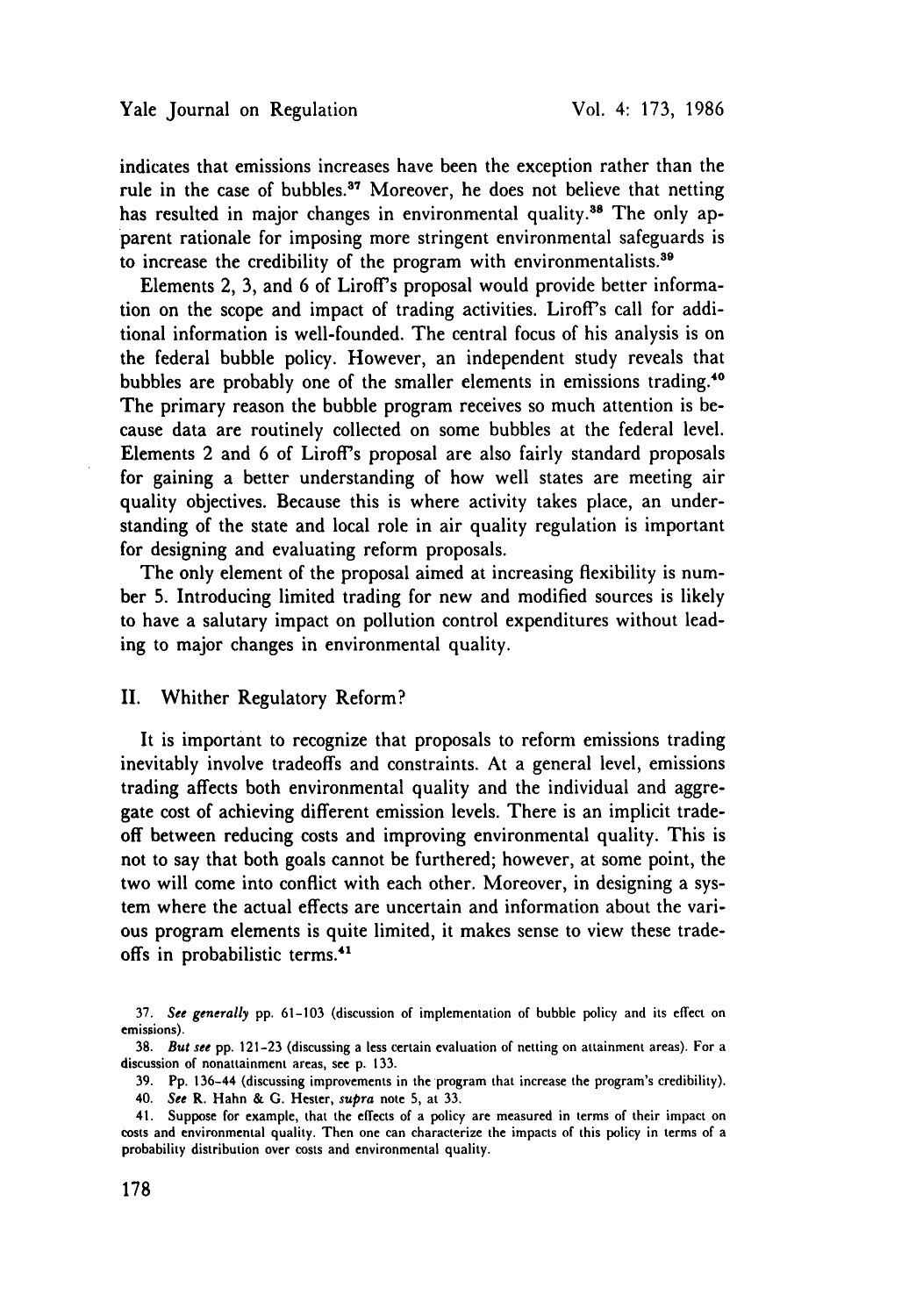indicates that emissions increases have been the exception rather than the rule in the case of bubbles.[37] Moreover, he does not believe that netting has resulted in major changes in environmental quality.[38] The only apparent rationale for imposing more stringent environmental safeguards is to increase the credibility of the program with environmentalists.[39]

Elements 2, 3, and 6 of Liroff's proposal would provide better information on the scope and impact of trading activities. Liroff's call for additional information is well-founded. The central focus of his analysis is on the federal bubble policy. However, an independent study reveals that bubbles are probably one of the smaller elements in emissions trading.[40] The primary reason the bubble program receives so much attention is because data are routinely collected on some bubbles at the federal level. Elements 2 and 6 of Liroff's proposal are also fairly standard proposals for gaining a better understanding of how well states are meeting air quality objectives. Because this is where activity takes place, an understanding of the state and local role in air quality regulation is important for designing and evaluating reform proposals.

The only element of the proposal aimed at increasing flexibility is number 5. Introducing limited trading for new and modified sources is likely to have a salutary impact on pollution control expenditures without leading to major changes in environmental quality.

## II. Whither Regulatory Reform?

It is important to recognize that proposals to reform emissions trading inevitably involve tradeoffs and constraints. At a general level, emissions trading affects both environmental quality and the individual and aggregate cost of achieving different emission levels. There is an implicit tradeoff between reducing costs and improving environmental quality. This is not to say that both goals cannot be furthered; however, at some point, the two will come into conflict with each other. Moreover, in designing a system where the actual effects are uncertain and information about the various program elements is quite limited, it makes sense to view these tradeoffs in probabilistic terms.[41]

37. *See generally* pp. 61-103 (discussion of implementation of bubble policy and its effect on emissions).

38. *But see* pp. 121-23 (discussing a less certain evaluation of netting on attainment areas). For a discussion of nonattainment areas, see p. 133.

39. Pp. 136-44 (discussing improvements in the program that increase the program's credibility).

40. *See* R. Hahn & G. Hester, *supra* note 5, at 33.

41. Suppose for example, that the effects of a policy are measured in terms of their impact on costs and environmental quality. Then one can characterize the impacts of this policy in terms of a probability distribution over costs and environmental quality.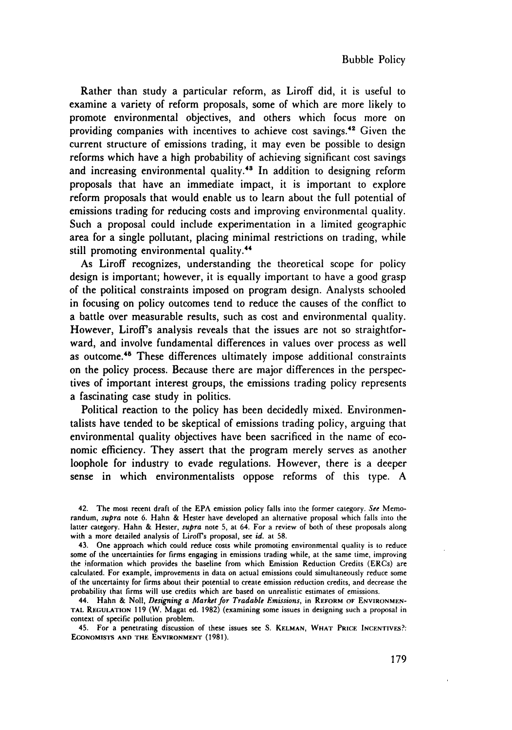Rather than study a particular reform, as Liroff did, it is useful to examine a variety of reform proposals, some of which are more likely to promote environmental objectives, and others which focus more on providing companies with incentives to achieve cost savings.[42] Given the current structure of emissions trading, it may even be possible to design reforms which have a high probability of achieving significant cost savings and increasing environmental quality.[43] In addition to designing reform proposals that have an immediate impact, it is important to explore reform proposals that would enable us to learn about the full potential of emissions trading for reducing costs and improving environmental quality. Such a proposal could include experimentation in a limited geographic area for a single pollutant, placing minimal restrictions on trading, while still promoting environmental quality.[44]

As Liroff recognizes, understanding the theoretical scope for policy design is important; however, it is equally important to have a good grasp of the political constraints imposed on program design. Analysts schooled in focusing on policy outcomes tend to reduce the causes of the conflict to a battle over measurable results, such as cost and environmental quality. However, Liroff's analysis reveals that the issues are not so straightforward, and involve fundamental differences in values over process as well as outcome.[45] These differences ultimately impose additional constraints on the policy process. Because there are major differences in the perspectives of important interest groups, the emissions trading policy represents a fascinating case study in politics.

Political reaction to the policy has been decidedly mixed. Environmentalists have tended to be skeptical of emissions trading policy, arguing that environmental quality objectives have been sacrificed in the name of economic efficiency. They assert that the program merely serves as another loophole for industry to evade regulations. However, there is a deeper sense in which environmentalists oppose reforms of this type. A

---

42. The most recent draft of the EPA emission policy falls into the former category. *See* Memorandum, *supra* note 6. Hahn & Hester have developed an alternative proposal which falls into the latter category. Hahn & Hester, *supra* note 5, at 64. For a review of both of these proposals along with a more detailed analysis of Liroff's proposal, see *id.* at 58.

43. One approach which could reduce costs while promoting environmental quality is to reduce some of the uncertainties for firms engaging in emissions trading while, at the same time, improving the information which provides the baseline from which Emission Reduction Credits (ERCs) are calculated. For example, improvements in data on actual emissions could simultaneously reduce some of the uncertainty for firms about their potential to create emission reduction credits, and decrease the probability that firms will use credits which are based on unrealistic estimates of emissions.

44. Hahn & Noll, *Designing a Market for Tradable Emissions*, in REFORM OF ENVIRONMENTAL REGULATION 119 (W. Magat ed. 1982) (examining some issues in designing such a proposal in context of specific pollution problem.

45. For a penetrating discussion of these issues see S. KELMAN, WHAT PRICE INCENTIVES?: ECONOMISTS AND THE ENVIRONMENT (1981).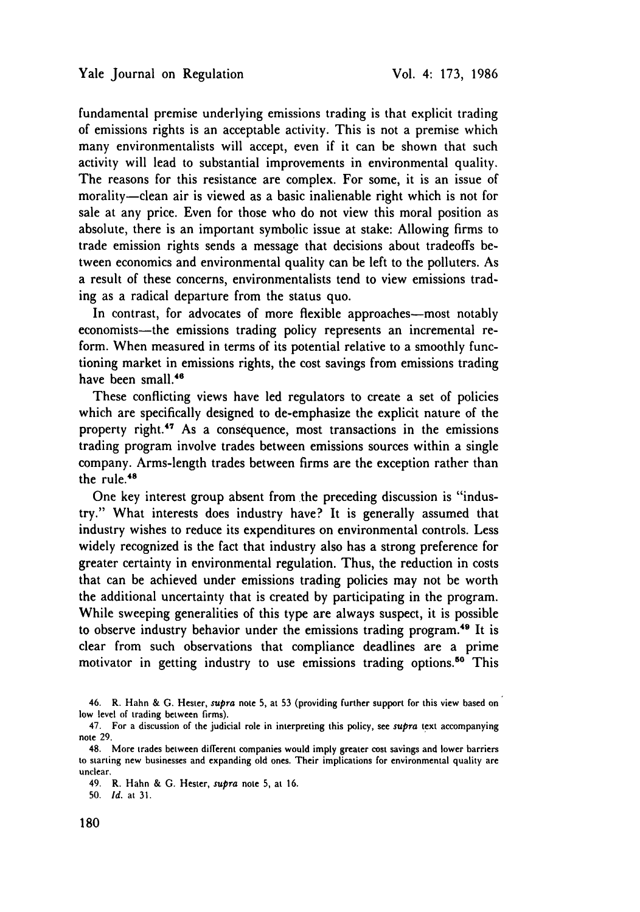fundamental premise underlying emissions trading is that explicit trading of emissions rights is an acceptable activity. This is not a premise which many environmentalists will accept, even if it can be shown that such activity will lead to substantial improvements in environmental quality. The reasons for this resistance are complex. For some, it is an issue of morality—clean air is viewed as a basic inalienable right which is not for sale at any price. Even for those who do not view this moral position as absolute, there is an important symbolic issue at stake: Allowing firms to trade emission rights sends a message that decisions about tradeoffs between economics and environmental quality can be left to the polluters. As a result of these concerns, environmentalists tend to view emissions trading as a radical departure from the status quo.

In contrast, for advocates of more flexible approaches—most notably economists—the emissions trading policy represents an incremental reform. When measured in terms of its potential relative to a smoothly functioning market in emissions rights, the cost savings from emissions trading have been small.[46]

These conflicting views have led regulators to create a set of policies which are specifically designed to de-emphasize the explicit nature of the property right.[47] As a consequence, most transactions in the emissions trading program involve trades between emissions sources within a single company. Arms-length trades between firms are the exception rather than the rule.[48]

One key interest group absent from the preceding discussion is "industry." What interests does industry have? It is generally assumed that industry wishes to reduce its expenditures on environmental controls. Less widely recognized is the fact that industry also has a strong preference for greater certainty in environmental regulation. Thus, the reduction in costs that can be achieved under emissions trading policies may not be worth the additional uncertainty that is created by participating in the program. While sweeping generalities of this type are always suspect, it is possible to observe industry behavior under the emissions trading program.[49] It is clear from such observations that compliance deadlines are a prime motivator in getting industry to use emissions trading options.[50] This

46. R. Hahn & G. Hester, *supra* note 5, at 53 (providing further support for this view based on low level of trading between firms).

47. For a discussion of the judicial role in interpreting this policy, see *supra* text accompanying note 29.

48. More trades between different companies would imply greater cost savings and lower barriers to starting new businesses and expanding old ones. Their implications for environmental quality are unclear.

49. R. Hahn & G. Hester, *supra* note 5, at 16.

50. *Id.* at 31.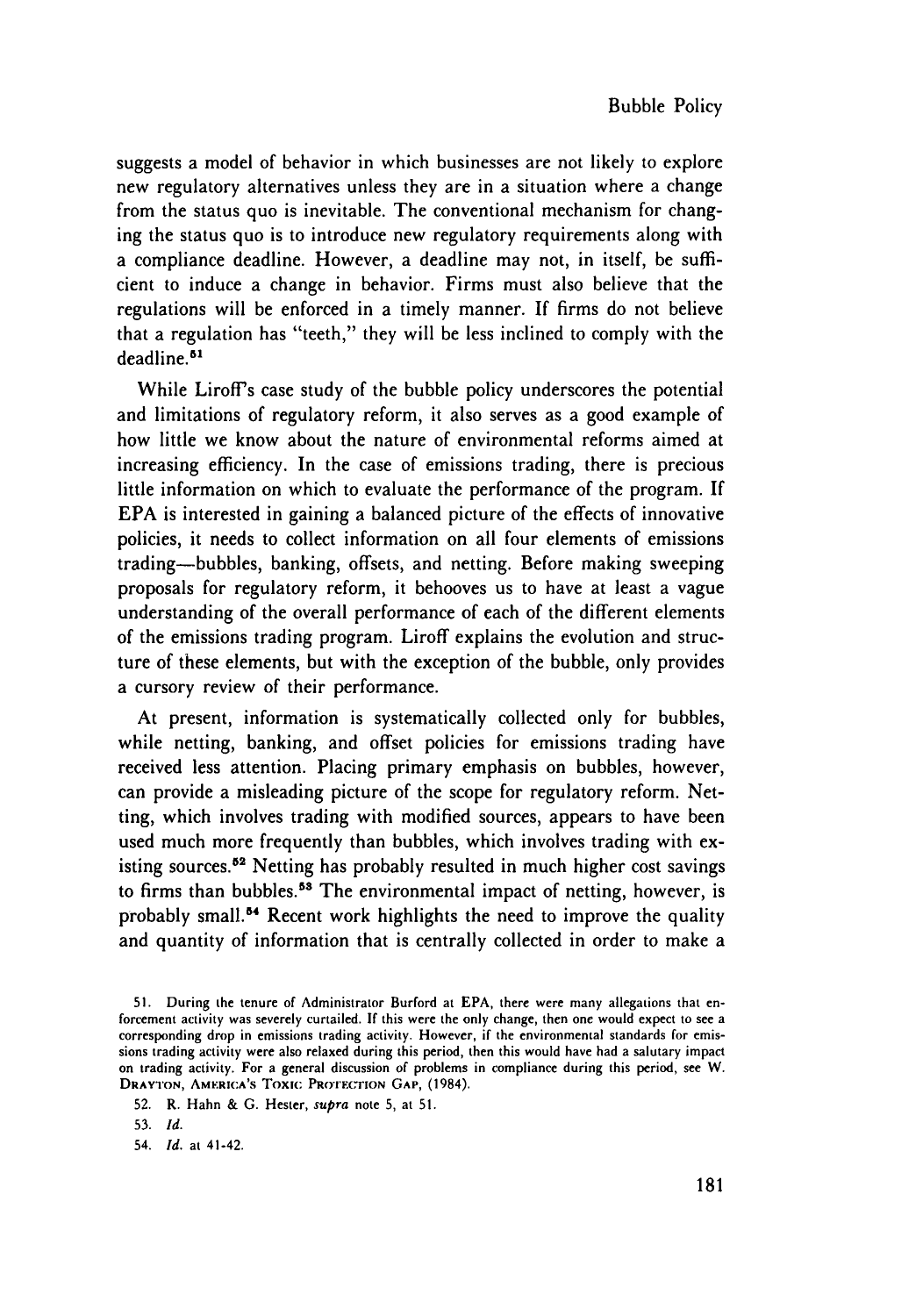suggests a model of behavior in which businesses are not likely to explore new regulatory alternatives unless they are in a situation where a change from the status quo is inevitable. The conventional mechanism for changing the status quo is to introduce new regulatory requirements along with a compliance deadline. However, a deadline may not, in itself, be sufficient to induce a change in behavior. Firms must also believe that the regulations will be enforced in a timely manner. If firms do not believe that a regulation has "teeth," they will be less inclined to comply with the deadline.[51]

While Liroff's case study of the bubble policy underscores the potential and limitations of regulatory reform, it also serves as a good example of how little we know about the nature of environmental reforms aimed at increasing efficiency. In the case of emissions trading, there is precious little information on which to evaluate the performance of the program. If EPA is interested in gaining a balanced picture of the effects of innovative policies, it needs to collect information on all four elements of emissions trading—bubbles, banking, offsets, and netting. Before making sweeping proposals for regulatory reform, it behooves us to have at least a vague understanding of the overall performance of each of the different elements of the emissions trading program. Liroff explains the evolution and structure of these elements, but with the exception of the bubble, only provides a cursory review of their performance.

At present, information is systematically collected only for bubbles, while netting, banking, and offset policies for emissions trading have received less attention. Placing primary emphasis on bubbles, however, can provide a misleading picture of the scope for regulatory reform. Netting, which involves trading with modified sources, appears to have been used much more frequently than bubbles, which involves trading with existing sources.[52] Netting has probably resulted in much higher cost savings to firms than bubbles.[53] The environmental impact of netting, however, is probably small.[54] Recent work highlights the need to improve the quality and quantity of information that is centrally collected in order to make a

51. During the tenure of Administrator Burford at EPA, there were many allegations that enforcement activity was severely curtailed. If this were the only change, then one would expect to see a corresponding drop in emissions trading activity. However, if the environmental standards for emissions trading activity were also relaxed during this period, then this would have had a salutary impact on trading activity. For a general discussion of problems in compliance during this period, see W. Drayton, America's Toxic Protection Gap, (1984).

52. R. Hahn & G. Hester, *supra* note 5, at 51.

53. *Id.*

54. *Id.* at 41-42.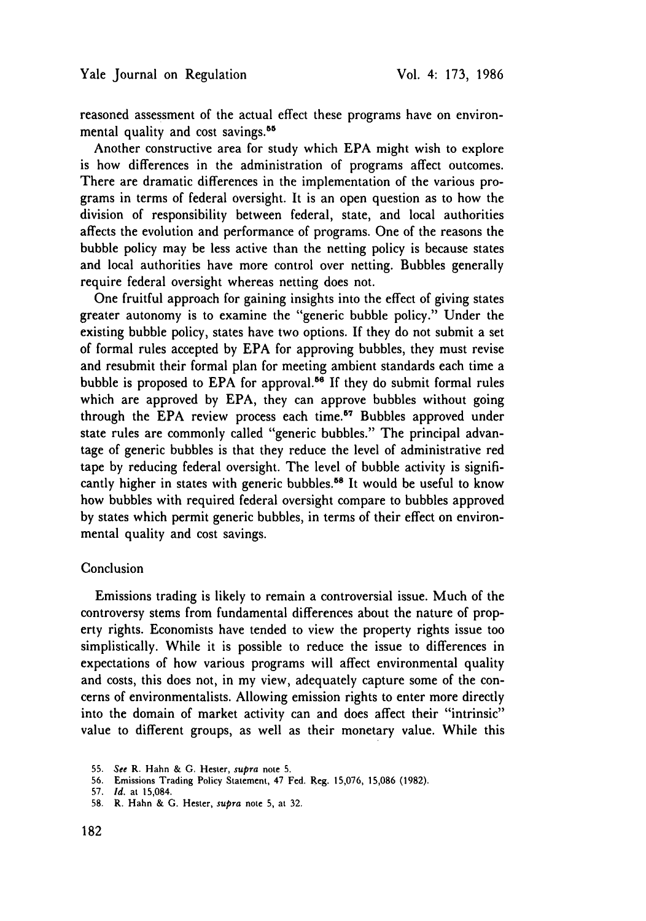reasoned assessment of the actual effect these programs have on environmental quality and cost savings.[55]

Another constructive area for study which EPA might wish to explore is how differences in the administration of programs affect outcomes. There are dramatic differences in the implementation of the various programs in terms of federal oversight. It is an open question as to how the division of responsibility between federal, state, and local authorities affects the evolution and performance of programs. One of the reasons the bubble policy may be less active than the netting policy is because states and local authorities have more control over netting. Bubbles generally require federal oversight whereas netting does not.

One fruitful approach for gaining insights into the effect of giving states greater autonomy is to examine the "generic bubble policy." Under the existing bubble policy, states have two options. If they do not submit a set of formal rules accepted by EPA for approving bubbles, they must revise and resubmit their formal plan for meeting ambient standards each time a bubble is proposed to EPA for approval.[56] If they do submit formal rules which are approved by EPA, they can approve bubbles without going through the EPA review process each time.[57] Bubbles approved under state rules are commonly called "generic bubbles." The principal advantage of generic bubbles is that they reduce the level of administrative red tape by reducing federal oversight. The level of bubble activity is significantly higher in states with generic bubbles.[58] It would be useful to know how bubbles with required federal oversight compare to bubbles approved by states which permit generic bubbles, in terms of their effect on environmental quality and cost savings.

## Conclusion

Emissions trading is likely to remain a controversial issue. Much of the controversy stems from fundamental differences about the nature of property rights. Economists have tended to view the property rights issue too simplistically. While it is possible to reduce the issue to differences in expectations of how various programs will affect environmental quality and costs, this does not, in my view, adequately capture some of the concerns of environmentalists. Allowing emission rights to enter more directly into the domain of market activity can and does affect their "intrinsic" value to different groups, as well as their monetary value. While this

55. *See* R. Hahn & G. Hester, *supra* note 5.
56. Emissions Trading Policy Statement, 47 Fed. Reg. 15,076, 15,086 (1982).
57. *Id.* at 15,084.
58. R. Hahn & G. Hester, *supra* note 5, at 32.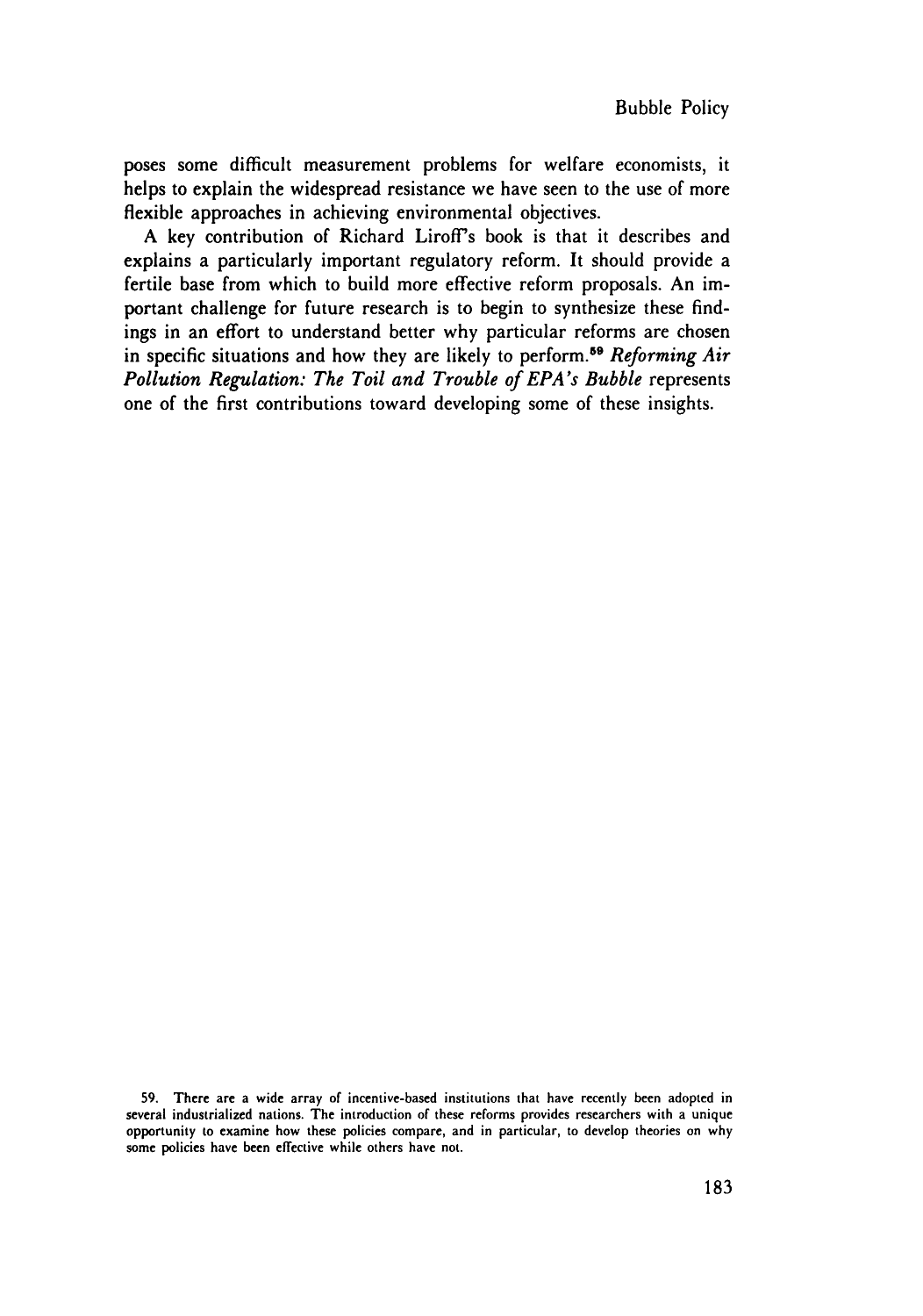poses some difficult measurement problems for welfare economists, it helps to explain the widespread resistance we have seen to the use of more flexible approaches in achieving environmental objectives.

A key contribution of Richard Liroff's book is that it describes and explains a particularly important regulatory reform. It should provide a fertile base from which to build more effective reform proposals. An important challenge for future research is to begin to synthesize these findings in an effort to understand better why particular reforms are chosen in specific situations and how they are likely to perform.[59] *Reforming Air Pollution Regulation: The Toil and Trouble of EPA's Bubble* represents one of the first contributions toward developing some of these insights.

59. There are a wide array of incentive-based institutions that have recently been adopted in several industrialized nations. The introduction of these reforms provides researchers with a unique opportunity to examine how these policies compare, and in particular, to develop theories on why some policies have been effective while others have not.